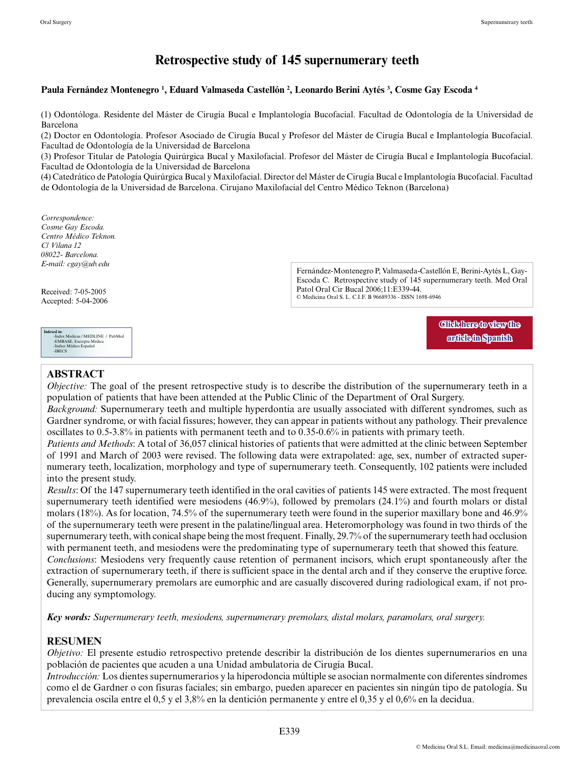# Retrospective study of 145 supernumerary teeth

**Paula Fernández Montenegro [1], Eduard Valmaseda Castellón [2], Leonardo Berini Aytés [3], Cosme Gay Escoda [4]**

(1) Odontóloga. Residente del Máster de Cirugía Bucal e Implantología Bucofacial. Facultad de Odontología de la Universidad de Barcelona
(2) Doctor en Odontología. Profesor Asociado de Cirugía Bucal y Profesor del Máster de Cirugía Bucal e Implantología Bucofacial. Facultad de Odontología de la Universidad de Barcelona
(3) Profesor Titular de Patología Quirúrgica Bucal y Maxilofacial. Profesor del Máster de Cirugía Bucal e Implantología Bucofacial. Facultad de Odontología de la Universidad de Barcelona
(4) Catedrático de Patología Quirúrgica Bucal y Maxilofacial. Director del Máster de Cirugía Bucal e Implantología Bucofacial. Facultad de Odontología de la Universidad de Barcelona. Cirujano Maxilofacial del Centro Médico Teknon (Barcelona)

*Correspondence:*
*Cosme Gay Escoda.*
*Centro Médico Teknon.*
*C/ Vilana 12*
*08022- Barcelona.*
*E-mail: cgay@ub.edu*

Received: 7-05-2005
Accepted: 5-04-2006

Fernández-Montenegro P, Valmaseda-Castellón E, Berini-Aytés L, Gay-Escoda C. Retrospective study of 145 supernumerary teeth. Med Oral Patol Oral Cir Bucal 2006;11:E339-44.
© Medicina Oral S. L. C.I.F. B 96689336 - ISSN 1698-6946

**Indexed in:**
-Index Medicus / MEDLINE / PubMed
-EMBASE, Excerpta Medica
-Indice Médico Español
-IBECS

Click here to view the article in Spanish

## ABSTRACT

*Objective:* The goal of the present retrospective study is to describe the distribution of the supernumerary teeth in a population of patients that have been attended at the Public Clinic of the Department of Oral Surgery.

*Background:* Supernumerary teeth and multiple hyperdontia are usually associated with different syndromes, such as Gardner syndrome, or with facial fissures; however, they can appear in patients without any pathology. Their prevalence oscillates to 0.5-3.8% in patients with permanent teeth and to 0.35-0.6% in patients with primary teeth.

*Patients and Methods*: A total of 36,057 clinical histories of patients that were admitted at the clinic between September of 1991 and March of 2003 were revised. The following data were extrapolated: age, sex, number of extracted supernumerary teeth, localization, morphology and type of supernumerary teeth. Consequently, 102 patients were included into the present study.

*Results*: Of the 147 supernumerary teeth identified in the oral cavities of patients 145 were extracted. The most frequent supernumerary teeth identified were mesiodens (46.9%), followed by premolars (24.1%) and fourth molars or distal molars (18%). As for location, 74.5% of the supernumerary teeth were found in the superior maxillary bone and 46.9% of the supernumerary teeth were present in the palatine/lingual area. Heteromorphology was found in two thirds of the supernumerary teeth, with conical shape being the most frequent. Finally, 29.7% of the supernumerary teeth had occlusion with permanent teeth, and mesiodens were the predominating type of supernumerary teeth that showed this feature.

*Conclusions*: Mesiodens very frequently cause retention of permanent incisors, which erupt spontaneously after the extraction of supernumerary teeth, if there is sufficient space in the dental arch and if they conserve the eruptive force. Generally, supernumerary premolars are eumorphic and are casually discovered during radiological exam, if not producing any symptomology.

***Key words:** Supernumerary teeth, mesiodens, supernumerary premolars, distal molars, paramolars, oral surgery.*

## RESUMEN

*Objetivo:* El presente estudio retrospectivo pretende describir la distribución de los dientes supernumerarios en una población de pacientes que acuden a una Unidad ambulatoria de Cirugía Bucal.

*Introducción:* Los dientes supernumerarios y la hiperodoncia múltiple se asocian normalmente con diferentes síndromes como el de Gardner o con fisuras faciales; sin embargo, pueden aparecer en pacientes sin ningún tipo de patología. Su prevalencia oscila entre el 0,5 y el 3,8% en la dentición permanente y entre el 0,35 y el 0,6% en la decidua.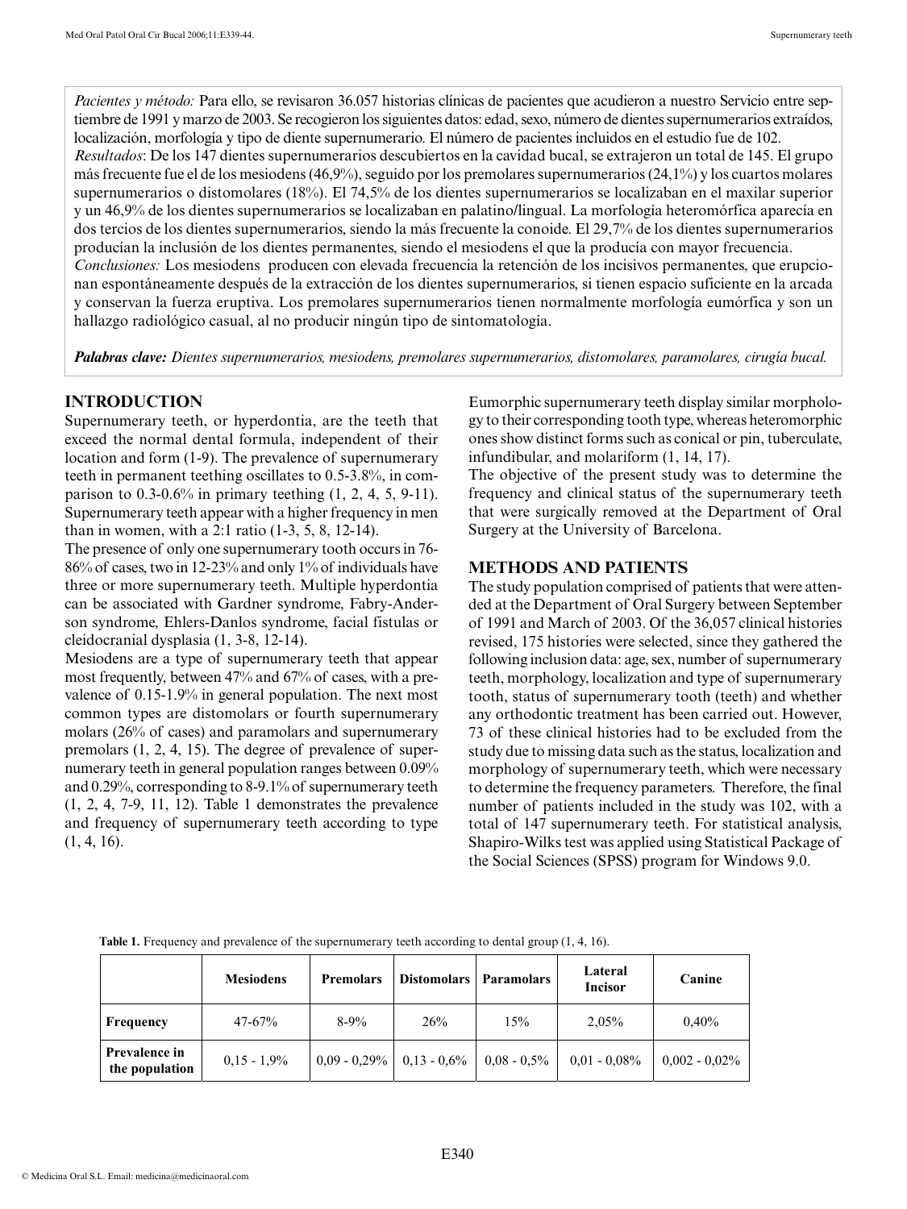*Pacientes y método:* Para ello, se revisaron 36.057 historias clínicas de pacientes que acudieron a nuestro Servicio entre septiembre de 1991 y marzo de 2003. Se recogieron los siguientes datos: edad, sexo, número de dientes supernumerarios extraídos, localización, morfología y tipo de diente supernumerario. El número de pacientes incluidos en el estudio fue de 102.
*Resultados*: De los 147 dientes supernumerarios descubiertos en la cavidad bucal, se extrajeron un total de 145. El grupo más frecuente fue el de los mesiodens (46,9%), seguido por los premolares supernumerarios (24,1%) y los cuartos molares supernumerarios o distomolares (18%). El 74,5% de los dientes supernumerarios se localizaban en el maxilar superior y un 46,9% de los dientes supernumerarios se localizaban en palatino/lingual. La morfología heteromórfica aparecía en dos tercios de los dientes supernumerarios, siendo la más frecuente la conoide. El 29,7% de los dientes supernumerarios producían la inclusión de los dientes permanentes, siendo el mesiodens el que la producía con mayor frecuencia.
*Conclusiones:* Los mesiodens producen con elevada frecuencia la retención de los incisivos permanentes, que erupcionan espontáneamente después de la extracción de los dientes supernumerarios, si tienen espacio suficiente en la arcada y conservan la fuerza eruptiva. Los premolares supernumerarios tienen normalmente morfología eumórfica y son un hallazgo radiológico casual, al no producir ningún tipo de sintomatología.

***Palabras clave:*** *Dientes supernumerarios, mesiodens, premolares supernumerarios, distomolares, paramolares, cirugía bucal.*

## INTRODUCTION

Supernumerary teeth, or hyperdontia, are the teeth that exceed the normal dental formula, independent of their location and form (1-9). The prevalence of supernumerary teeth in permanent teething oscillates to 0.5-3.8%, in comparison to 0.3-0.6% in primary teething (1, 2, 4, 5, 9-11). Supernumerary teeth appear with a higher frequency in men than in women, with a 2:1 ratio (1-3, 5, 8, 12-14).

The presence of only one supernumerary tooth occurs in 76-86% of cases, two in 12-23% and only 1% of individuals have three or more supernumerary teeth. Multiple hyperdontia can be associated with Gardner syndrome, Fabry-Anderson syndrome, Ehlers-Danlos syndrome, facial fistulas or cleidocranial dysplasia (1, 3-8, 12-14).

Mesiodens are a type of supernumerary teeth that appear most frequently, between 47% and 67% of cases, with a prevalence of 0.15-1.9% in general population. The next most common types are distomolars or fourth supernumerary molars (26% of cases) and paramolars and supernumerary premolars (1, 2, 4, 15). The degree of prevalence of supernumerary teeth in general population ranges between 0.09% and 0.29%, corresponding to 8-9.1% of supernumerary teeth (1, 2, 4, 7-9, 11, 12). Table 1 demonstrates the prevalence and frequency of supernumerary teeth according to type (1, 4, 16).

Eumorphic supernumerary teeth display similar morphology to their corresponding tooth type, whereas heteromorphic ones show distinct forms such as conical or pin, tuberculate, infundibular, and molariform (1, 14, 17).

The objective of the present study was to determine the frequency and clinical status of the supernumerary teeth that were surgically removed at the Department of Oral Surgery at the University of Barcelona.

## METHODS AND PATIENTS

The study population comprised of patients that were attended at the Department of Oral Surgery between September of 1991 and March of 2003. Of the 36,057 clinical histories revised, 175 histories were selected, since they gathered the following inclusion data: age, sex, number of supernumerary teeth, morphology, localization and type of supernumerary tooth, status of supernumerary tooth (teeth) and whether any orthodontic treatment has been carried out. However, 73 of these clinical histories had to be excluded from the study due to missing data such as the status, localization and morphology of supernumerary teeth, which were necessary to determine the frequency parameters. Therefore, the final number of patients included in the study was 102, with a total of 147 supernumerary teeth. For statistical analysis, Shapiro-Wilks test was applied using Statistical Package of the Social Sciences (SPSS) program for Windows 9.0.

**Table 1.** Frequency and prevalence of the supernumerary teeth according to dental group (1, 4, 16).

| | Mesiodens | Premolars | Distomolars | Paramolars | Lateral Incisor | Canine |
|---|---|---|---|---|---|---|
| **Frequency** | 47-67% | 8-9% | 26% | 15% | 2,05% | 0,40% |
| **Prevalence in the population** | 0,15 - 1,9% | 0,09 - 0,29% | 0,13 - 0,6% | 0,08 - 0,5% | 0,01 - 0,08% | 0,002 - 0,02% |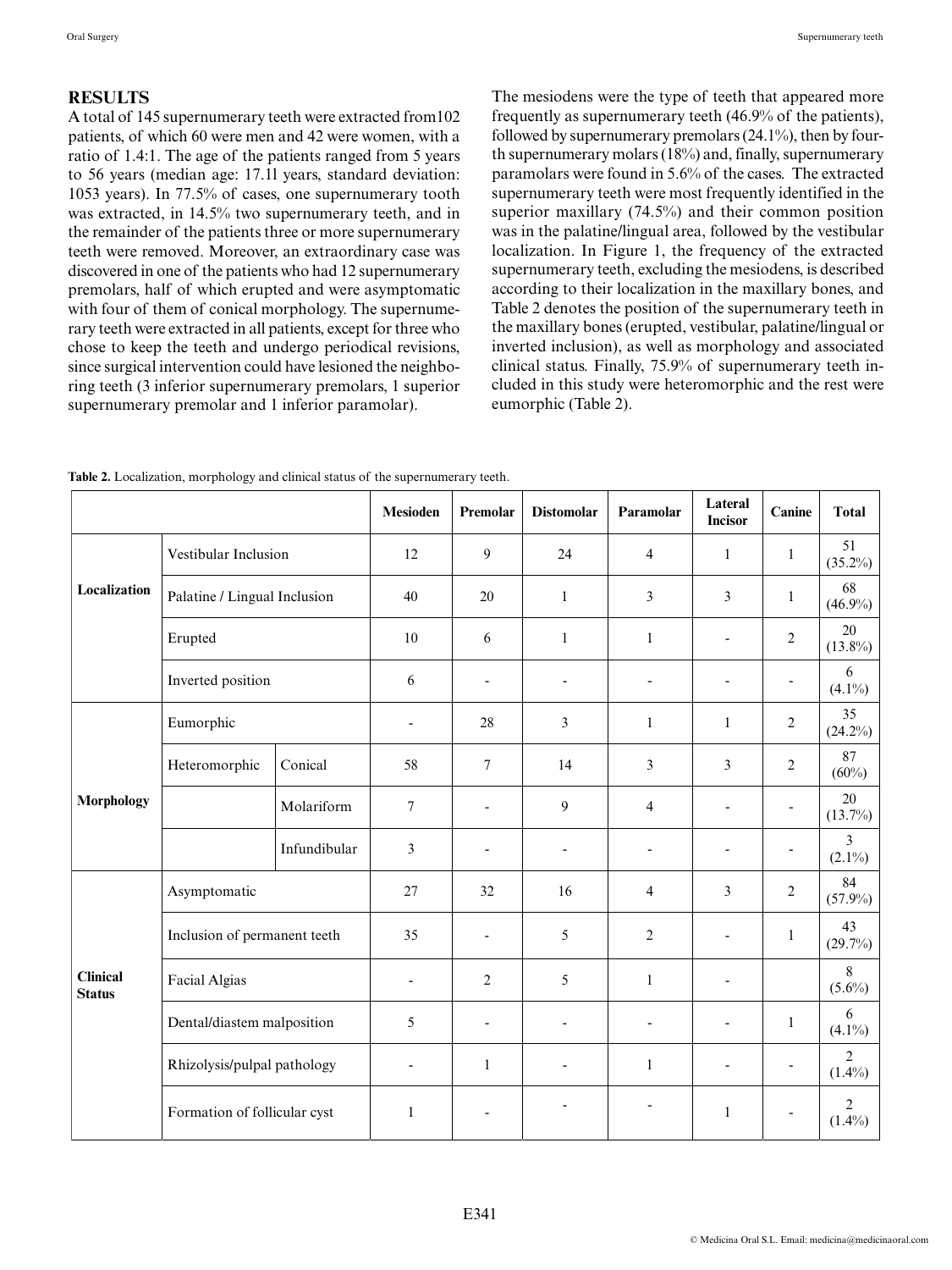## RESULTS

A total of 145 supernumerary teeth were extracted from102 patients, of which 60 were men and 42 were women, with a ratio of 1.4:1. The age of the patients ranged from 5 years to 56 years (median age: 17.11 years, standard deviation: 1053 years). In 77.5% of cases, one supernumerary tooth was extracted, in 14.5% two supernumerary teeth, and in the remainder of the patients three or more supernumerary teeth were removed. Moreover, an extraordinary case was discovered in one of the patients who had 12 supernumerary premolars, half of which erupted and were asymptomatic with four of them of conical morphology. The supernumerary teeth were extracted in all patients, except for three who chose to keep the teeth and undergo periodical revisions, since surgical intervention could have lesioned the neighboring teeth (3 inferior supernumerary premolars, 1 superior supernumerary premolar and 1 inferior paramolar).

The mesiodens were the type of teeth that appeared more frequently as supernumerary teeth (46.9% of the patients), followed by supernumerary premolars (24.1%), then by fourth supernumerary molars (18%) and, finally, supernumerary paramolars were found in 5.6% of the cases. The extracted supernumerary teeth were most frequently identified in the superior maxillary (74.5%) and their common position was in the palatine/lingual area, followed by the vestibular localization. In Figure 1, the frequency of the extracted supernumerary teeth, excluding the mesiodens, is described according to their localization in the maxillary bones, and Table 2 denotes the position of the supernumerary teeth in the maxillary bones (erupted, vestibular, palatine/lingual or inverted inclusion), as well as morphology and associated clinical status. Finally, 75.9% of supernumerary teeth included in this study were heteromorphic and the rest were eumorphic (Table 2).

**Table 2.** Localization, morphology and clinical status of the supernumerary teeth.

| | | | Mesioden | Premolar | Distomolar | Paramolar | Lateral Incisor | Canine | Total |
|---|---|---|---|---|---|---|---|---|---|
| **Localization** | Vestibular Inclusion | | 12 | 9 | 24 | 4 | 1 | 1 | 51 (35.2%) |
| | Palatine / Lingual Inclusion | | 40 | 20 | 1 | 3 | 3 | 1 | 68 (46.9%) |
| | Erupted | | 10 | 6 | 1 | 1 | - | 2 | 20 (13.8%) |
| | Inverted position | | 6 | - | - | - | - | - | 6 (4.1%) |
| **Morphology** | Eumorphic | | - | 28 | 3 | 1 | 1 | 2 | 35 (24.2%) |
| | Heteromorphic | Conical | 58 | 7 | 14 | 3 | 3 | 2 | 87 (60%) |
| | | Molariform | 7 | - | 9 | 4 | - | - | 20 (13.7%) |
| | | Infundibular | 3 | - | - | - | - | - | 3 (2.1%) |
| **Clinical Status** | Asymptomatic | | 27 | 32 | 16 | 4 | 3 | 2 | 84 (57.9%) |
| | Inclusion of permanent teeth | | 35 | - | 5 | 2 | - | 1 | 43 (29.7%) |
| | Facial Algias | | - | 2 | 5 | 1 | - | | 8 (5.6%) |
| | Dental/diastem malposition | | 5 | - | - | - | - | 1 | 6 (4.1%) |
| | Rhizolysis/pulpal pathology | | - | 1 | - | 1 | - | - | 2 (1.4%) |
| | Formation of follicular cyst | | 1 | - | - | - | 1 | - | 2 (1.4%) |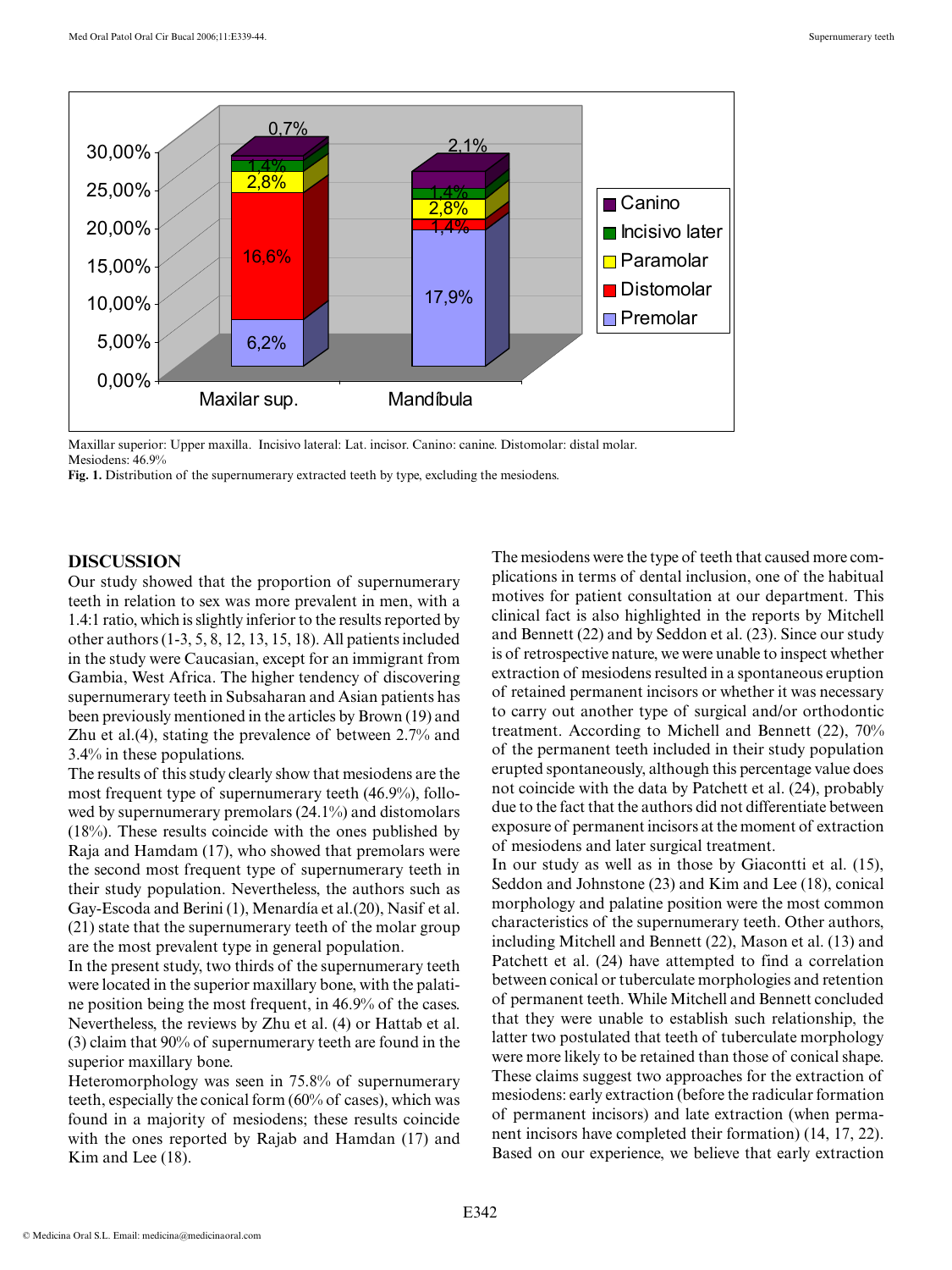Maxilar sup. / Mandíbula

| | Maxilar sup. | Mandíbula |
|---|---|---|
| Canino | 0,7% | 2,1% |
| Incisivo later | 1,4% | 1,4% |
| Paramolar | 2,8% | 2,8% |
| Distomolar | 16,6% | 1,4% |
| Premolar | 6,2% | 17,9% |

Maxillar superior: Upper maxilla. Incisivo lateral: Lat. incisor. Canino: canine. Distomolar: distal molar.
Mesiodens: 46.9%

**Fig. 1.** Distribution of the supernumerary extracted teeth by type, excluding the mesiodens.

## DISCUSSION

Our study showed that the proportion of supernumerary teeth in relation to sex was more prevalent in men, with a 1.4:1 ratio, which is slightly inferior to the results reported by other authors (1-3, 5, 8, 12, 13, 15, 18). All patients included in the study were Caucasian, except for an immigrant from Gambia, West Africa. The higher tendency of discovering supernumerary teeth in Subsaharan and Asian patients has been previously mentioned in the articles by Brown (19) and Zhu et al.(4), stating the prevalence of between 2.7% and 3.4% in these populations.

The results of this study clearly show that mesiodens are the most frequent type of supernumerary teeth (46.9%), followed by supernumerary premolars (24.1%) and distomolars (18%). These results coincide with the ones published by Raja and Hamdam (17), who showed that premolars were the second most frequent type of supernumerary teeth in their study population. Nevertheless, the authors such as Gay-Escoda and Berini (1), Menardía et al.(20), Nasif et al. (21) state that the supernumerary teeth of the molar group are the most prevalent type in general population.

In the present study, two thirds of the supernumerary teeth were located in the superior maxillary bone, with the palatine position being the most frequent, in 46.9% of the cases. Nevertheless, the reviews by Zhu et al. (4) or Hattab et al. (3) claim that 90% of supernumerary teeth are found in the superior maxillary bone.

Heteromorphology was seen in 75.8% of supernumerary teeth, especially the conical form (60% of cases), which was found in a majority of mesiodens; these results coincide with the ones reported by Rajab and Hamdan (17) and Kim and Lee (18).

The mesiodens were the type of teeth that caused more complications in terms of dental inclusion, one of the habitual motives for patient consultation at our department. This clinical fact is also highlighted in the reports by Mitchell and Bennett (22) and by Seddon et al. (23). Since our study is of retrospective nature, we were unable to inspect whether extraction of mesiodens resulted in a spontaneous eruption of retained permanent incisors or whether it was necessary to carry out another type of surgical and/or orthodontic treatment. According to Michell and Bennett (22), 70% of the permanent teeth included in their study population erupted spontaneously, although this percentage value does not coincide with the data by Patchett et al. (24), probably due to the fact that the authors did not differentiate between exposure of permanent incisors at the moment of extraction of mesiodens and later surgical treatment.

In our study as well as in those by Giacontti et al. (15), Seddon and Johnstone (23) and Kim and Lee (18), conical morphology and palatine position were the most common characteristics of the supernumerary teeth. Other authors, including Mitchell and Bennett (22), Mason et al. (13) and Patchett et al. (24) have attempted to find a correlation between conical or tuberculate morphologies and retention of permanent teeth. While Mitchell and Bennett concluded that they were unable to establish such relationship, the latter two postulated that teeth of tuberculate morphology were more likely to be retained than those of conical shape. These claims suggest two approaches for the extraction of mesiodens: early extraction (before the radicular formation of permanent incisors) and late extraction (when permanent incisors have completed their formation) (14, 17, 22). Based on our experience, we believe that early extraction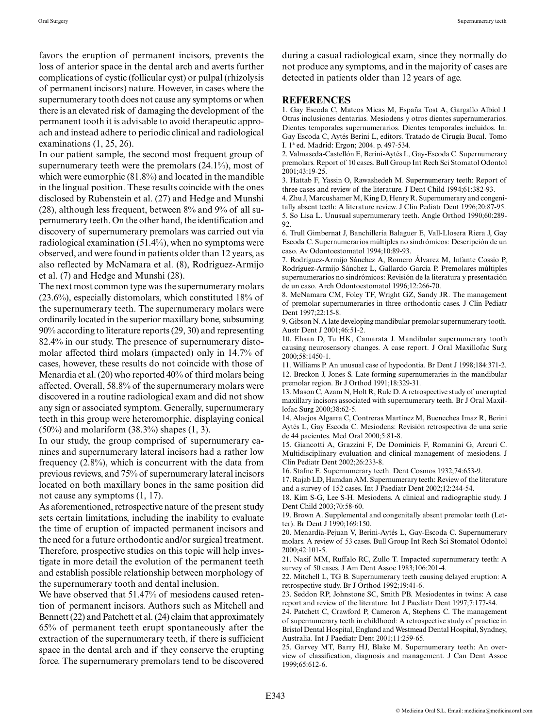favors the eruption of permanent incisors, prevents the loss of anterior space in the dental arch and averts further complications of cystic (follicular cyst) or pulpal (rhizolysis of permanent incisors) nature. However, in cases where the supernumerary tooth does not cause any symptoms or when there is an elevated risk of damaging the development of the permanent tooth it is advisable to avoid therapeutic approach and instead adhere to periodic clinical and radiological examinations (1, 25, 26).

In our patient sample, the second most frequent group of supernumerary teeth were the premolars (24.1%), most of which were eumorphic (81.8%) and located in the mandible in the lingual position. These results coincide with the ones disclosed by Rubenstein et al. (27) and Hedge and Munshi (28), although less frequent, between 8% and 9% of all supernumerary teeth. On the other hand, the identification and discovery of supernumerary premolars was carried out via radiological examination (51.4%), when no symptoms were observed, and were found in patients older than 12 years, as also reflected by McNamara et al. (8), Rodriguez-Armijo et al. (7) and Hedge and Munshi (28).

The next most common type was the supernumerary molars (23.6%), especially distomolars, which constituted 18% of the supernumerary teeth. The supernumerary molars were ordinarily located in the superior maxillary bone, subsuming 90% according to literature reports (29, 30) and representing 82.4% in our study. The presence of supernumerary distomolar affected third molars (impacted) only in 14.7% of cases, however, these results do not coincide with those of Menardia et al. (20) who reported 40% of third molars being affected. Overall, 58.8% of the supernumerary molars were discovered in a routine radiological exam and did not show any sign or associated symptom. Generally, supernumerary teeth in this group were heteromorphic, displaying conical (50%) and molariform (38.3%) shapes (1, 3).

In our study, the group comprised of supernumerary canines and supernumerary lateral incisors had a rather low frequency (2.8%), which is concurrent with the data from previous reviews, and 75% of supernumerary lateral incisors located on both maxillary bones in the same position did not cause any symptoms (1, 17).

As aforementioned, retrospective nature of the present study sets certain limitations, including the inability to evaluate the time of eruption of impacted permanent incisors and the need for a future orthodontic and/or surgical treatment. Therefore, prospective studies on this topic will help investigate in more detail the evolution of the permanent teeth and establish possible relationship between morphology of the supernumerary tooth and dental inclusion.

We have observed that 51.47% of mesiodens caused retention of permanent incisors. Authors such as Mitchell and Bennett (22) and Patchett et al. (24) claim that approximately 65% of permanent teeth erupt spontaneously after the extraction of the supernumerary teeth, if there is sufficient space in the dental arch and if they conserve the erupting force. The supernumerary premolars tend to be discovered during a casual radiological exam, since they normally do not produce any symptoms, and in the majority of cases are detected in patients older than 12 years of age.

## REFERENCES

1. Gay Escoda C, Mateos Micas M, España Tost A, Gargallo Albiol J. Otras inclusiones dentarias. Mesiodens y otros dientes supernumerarios. Dientes temporales supernumerarios. Dientes temporales incluidos. In: Gay Escoda C, Aytés Berini L, editors. Tratado de Cirugía Bucal. Tomo I. 1ª ed. Madrid: Ergon; 2004. p. 497-534.
2. Valmaseda-Castellón E, Berini-Aytés L, Gay-Escoda C. Supernumerary premolars. Report of 10 cases. Bull Group Int Rech Sci Stomatol Odontol 2001;43:19-25.
3. Hattab F, Yassin O, Rawashedeh M. Supernumerary teeth: Report of three cases and review of the literature. J Dent Child 1994;61:382-93.
4. Zhu J, Marcushamer M, King D, Henry R. Supernumerary and congenitally absent teeth: A literature review. J Clin Pediatr Dent 1996;20:87-95.
5. So Lisa L. Unusual supernumerary teeth. Angle Orthod 1990;60:289-92.
6. Trull Gimbernat J, Banchilleria Balaguer E, Vall-Llosera Riera J, Gay Escoda C. Supernumerarios múltiples no sindrómicos: Descripción de un caso. Av Odontoestomatol 1994;10:89-93.
7. Rodríguez-Armijo Sánchez A, Romero Álvarez M, Infante Cossío P, Rodríguez-Armijo Sánchez L, Gallardo García P. Premolares múltiples supernumerarios no sindrómicos: Revisión de la literatura y presentación de un caso. Arch Odontoestomatol 1996;12:266-70.
8. McNamara CM, Foley TF, Wright GZ, Sandy JR. The management of premolar supernumeraries in three orthodontic cases. J Clin Pediatr Dent 1997;22:15-8.
9. Gibson N. A late developing mandibular premolar supernumerary tooth. Austr Dent J 2001;46:51-2.
10. Ehsan D, Tu HK, Camarata J. Mandibular supernumerary tooth causing neurosensory changes. A case report. J Oral Maxillofac Surg 2000;58:1450-1.
11. Williams P. An unusual case of hypodontia. Br Dent J 1998;184:371-2.
12. Breckon J, Jones S. Late forming supernumeraries in the mandibular premolar region. Br J Orthod 1991;18:329-31.
13. Mason C, Azam N, Holt R, Rule D. A retrospective study of unerupted maxillary incisors associated with supernumerary teeth. Br J Oral Maxillofac Surg 2000;38:62-5.
14. Alaejos Algarra C, Contreras Martínez M, Buenechea Imaz R, Berini Aytés L, Gay Escoda C. Mesiodens: Revisión retrospectiva de una serie de 44 pacientes. Med Oral 2000;5:81-8.
15. Giancotti A, Grazzini F, De Dominicis F, Romanini G, Arcuri C. Multidisciplinary evaluation and clinical management of mesiodens. J Clin Pediatr Dent 2002;26:233-8.
16. Stafne E. Supernumerary teeth. Dent Cosmos 1932;74:653-9.
17. Rajab LD, Hamdan AM. Supernumerary teeth: Review of the literature and a survey of 152 cases. Int J Paediatr Dent 2002;12:244-54.
18. Kim S-G, Lee S-H. Mesiodens. A clinical and radiographic study. J Dent Child 2003;70:58-60.
19. Brown A. Supplemental and congenitally absent premolar teeth (Letter). Br Dent J 1990;169:150.
20. Menardía-Pejuan V, Berini-Aytés L, Gay-Escoda C. Supernumerary molars. A review of 53 cases. Bull Group Int Rech Sci Stomatol Odontol 2000;42:101-5.
21. Nasif MM, Ruffalo RC, Zullo T. Impacted supernumerary teeth: A survey of 50 cases. J Am Dent Assoc 1983;106:201-4.
22. Mitchell L, TG B. Supernumerary teeth causing delayed eruption: A retrospective study. Br J Orthod 1992;19:41-6.
23. Seddon RP, Johnstone SC, Smith PB. Mesiodentes in twins: A case report and review of the literature. Int J Paediatr Dent 1997;7:177-84.
24. Patchett C, Crawford P, Cameron A, Stephens C. The management of supernumerary teeth in childhood: A retrospective study of practice in Bristol Dental Hospital, England and Westmead Dental Hospital, Syndney, Australia. Int J Paediatr Dent 2001;11:259-65.
25. Garvey MT, Barry HJ, Blake M. Supernumerary teeth: An overview of classification, diagnosis and management. J Can Dent Assoc 1999;65:612-6.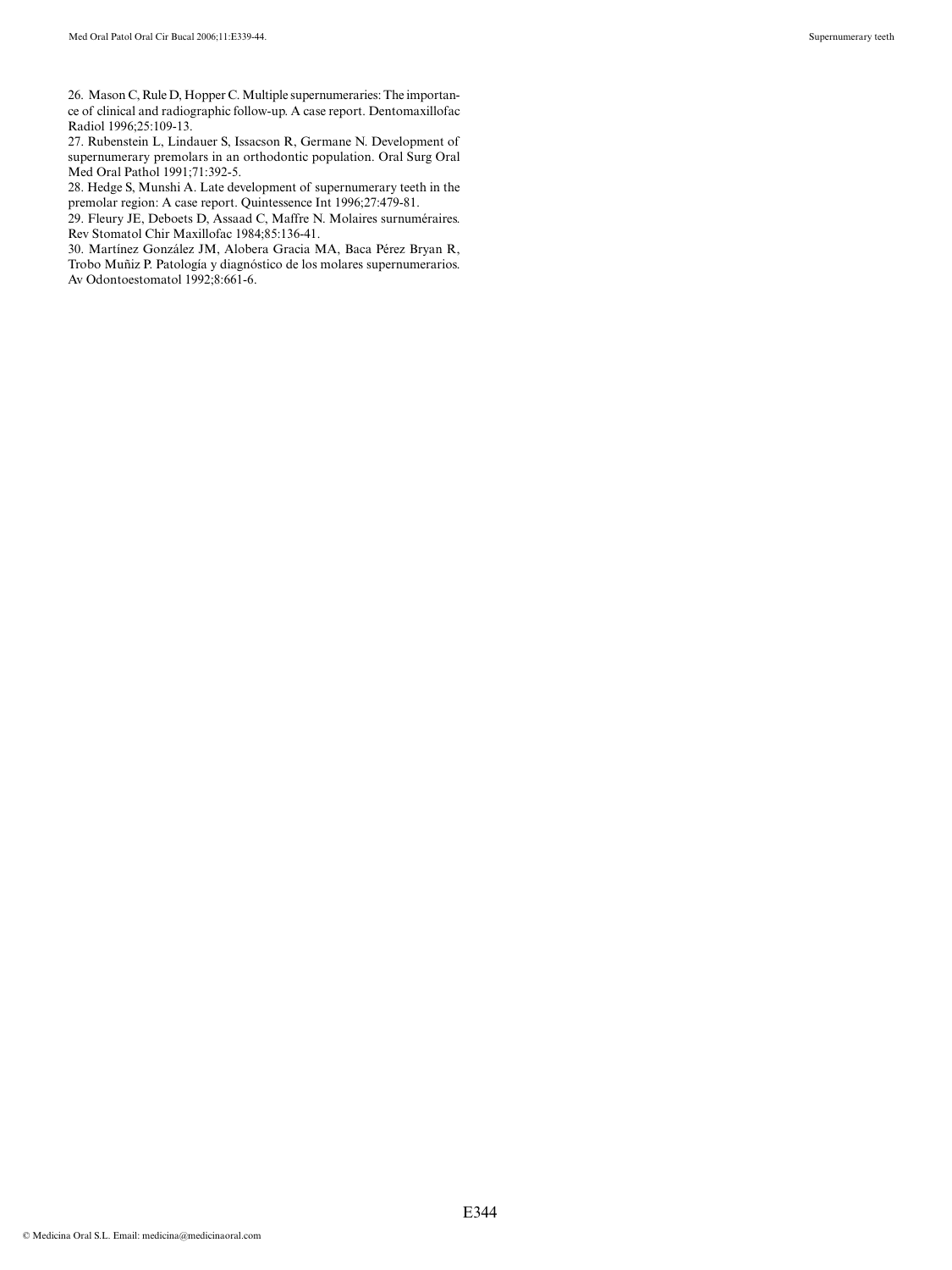26. Mason C, Rule D, Hopper C. Multiple supernumeraries: The importance of clinical and radiographic follow-up. A case report. Dentomaxillofac Radiol 1996;25:109-13.

27. Rubenstein L, Lindauer S, Issacson R, Germane N. Development of supernumerary premolars in an orthodontic population. Oral Surg Oral Med Oral Pathol 1991;71:392-5.

28. Hedge S, Munshi A. Late development of supernumerary teeth in the premolar region: A case report. Quintessence Int 1996;27:479-81.

29. Fleury JE, Deboets D, Assaad C, Maffre N. Molaires surnuméraires. Rev Stomatol Chir Maxillofac 1984;85:136-41.

30. Martínez González JM, Alobera Gracia MA, Baca Pérez Bryan R, Trobo Muñiz P. Patología y diagnóstico de los molares supernumerarios. Av Odontoestomatol 1992;8:661-6.